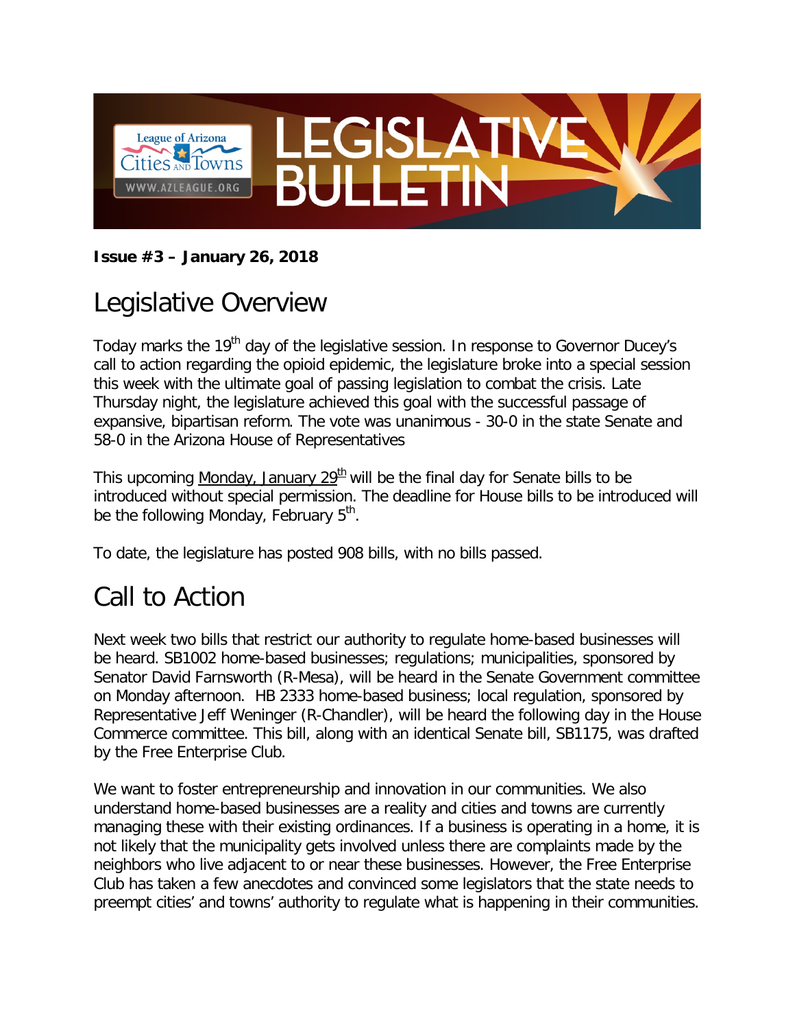# LEGISLATIVE BULLETIN

League of Arizona Cities and Towns
WWW.AZLEAGUE.ORG

**Issue #3 – January 26, 2018**

## Legislative Overview

Today marks the 19th day of the legislative session. In response to Governor Ducey's call to action regarding the opioid epidemic, the legislature broke into a special session this week with the ultimate goal of passing legislation to combat the crisis. Late Thursday night, the legislature achieved this goal with the successful passage of expansive, bipartisan reform. The vote was unanimous - 30-0 in the state Senate and 58-0 in the Arizona House of Representatives

This upcoming Monday, January 29th will be the final day for Senate bills to be introduced without special permission. The deadline for House bills to be introduced will be the following Monday, February 5th.

To date, the legislature has posted 908 bills, with no bills passed.

## Call to Action

Next week two bills that restrict our authority to regulate home-based businesses will be heard. SB1002 home-based businesses; regulations; municipalities, sponsored by Senator David Farnsworth (R-Mesa), will be heard in the Senate Government committee on Monday afternoon. HB 2333 home-based business; local regulation, sponsored by Representative Jeff Weninger (R-Chandler), will be heard the following day in the House Commerce committee. This bill, along with an identical Senate bill, SB1175, was drafted by the Free Enterprise Club.

We want to foster entrepreneurship and innovation in our communities. We also understand home-based businesses are a reality and cities and towns are currently managing these with their existing ordinances. If a business is operating in a home, it is not likely that the municipality gets involved unless there are complaints made by the neighbors who live adjacent to or near these businesses. However, the Free Enterprise Club has taken a few anecdotes and convinced some legislators that the state needs to preempt cities' and towns' authority to regulate what is happening in their communities.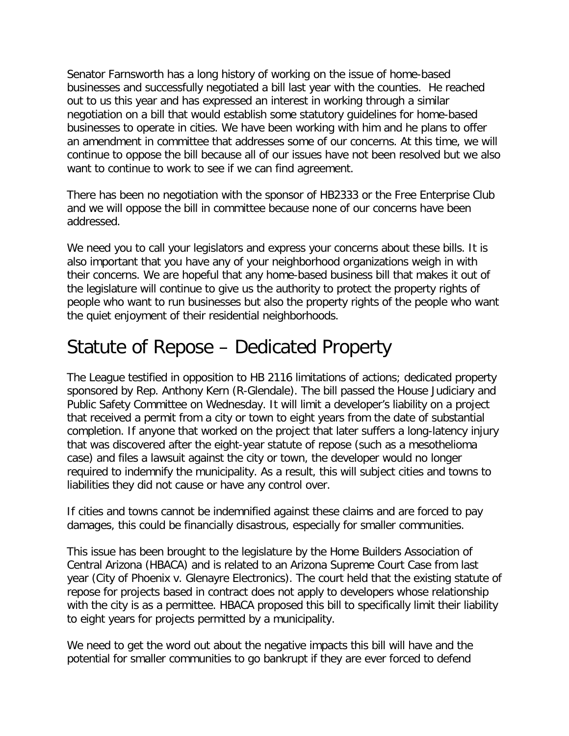Senator Farnsworth has a long history of working on the issue of home-based businesses and successfully negotiated a bill last year with the counties. He reached out to us this year and has expressed an interest in working through a similar negotiation on a bill that would establish some statutory guidelines for home-based businesses to operate in cities. We have been working with him and he plans to offer an amendment in committee that addresses some of our concerns. At this time, we will continue to oppose the bill because all of our issues have not been resolved but we also want to continue to work to see if we can find agreement.

There has been no negotiation with the sponsor of HB2333 or the Free Enterprise Club and we will oppose the bill in committee because none of our concerns have been addressed.

We need you to call your legislators and express your concerns about these bills. It is also important that you have any of your neighborhood organizations weigh in with their concerns. We are hopeful that any home-based business bill that makes it out of the legislature will continue to give us the authority to protect the property rights of people who want to run businesses but also the property rights of the people who want the quiet enjoyment of their residential neighborhoods.

# Statute of Repose – Dedicated Property

The League testified in opposition to HB 2116 limitations of actions; dedicated property sponsored by Rep. Anthony Kern (R-Glendale). The bill passed the House Judiciary and Public Safety Committee on Wednesday. It will limit a developer's liability on a project that received a permit from a city or town to eight years from the date of substantial completion. If anyone that worked on the project that later suffers a long-latency injury that was discovered after the eight-year statute of repose (such as a mesothelioma case) and files a lawsuit against the city or town, the developer would no longer required to indemnify the municipality. As a result, this will subject cities and towns to liabilities they did not cause or have any control over.

If cities and towns cannot be indemnified against these claims and are forced to pay damages, this could be financially disastrous, especially for smaller communities.

This issue has been brought to the legislature by the Home Builders Association of Central Arizona (HBACA) and is related to an Arizona Supreme Court Case from last year (City of Phoenix v. Glenayre Electronics). The court held that the existing statute of repose for projects based in contract does not apply to developers whose relationship with the city is as a permittee. HBACA proposed this bill to specifically limit their liability to eight years for projects permitted by a municipality.

We need to get the word out about the negative impacts this bill will have and the potential for smaller communities to go bankrupt if they are ever forced to defend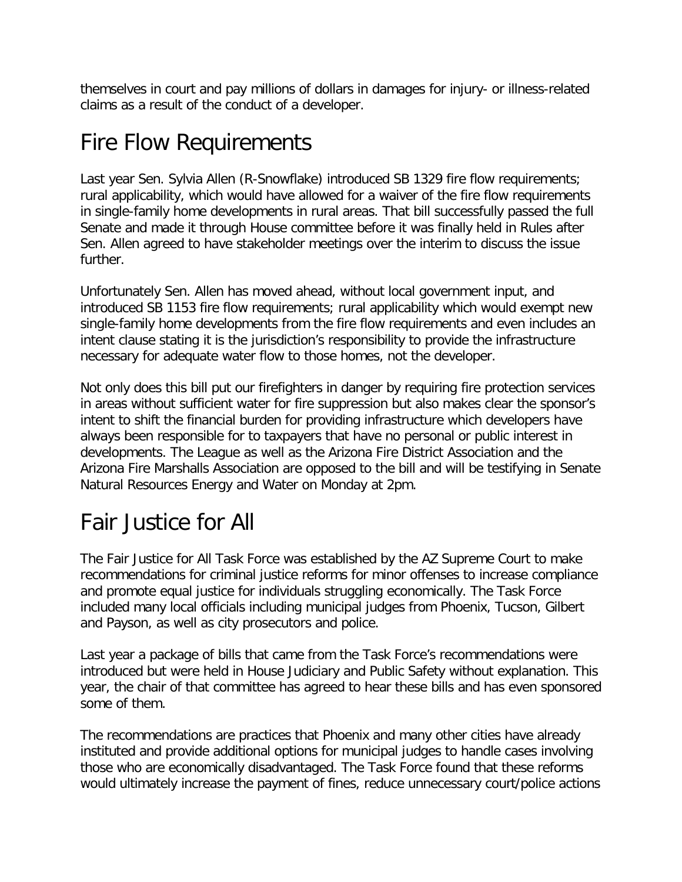themselves in court and pay millions of dollars in damages for injury- or illness-related claims as a result of the conduct of a developer.

## Fire Flow Requirements

Last year Sen. Sylvia Allen (R-Snowflake) introduced SB 1329 fire flow requirements; rural applicability, which would have allowed for a waiver of the fire flow requirements in single-family home developments in rural areas. That bill successfully passed the full Senate and made it through House committee before it was finally held in Rules after Sen. Allen agreed to have stakeholder meetings over the interim to discuss the issue further.

Unfortunately Sen. Allen has moved ahead, without local government input, and introduced SB 1153 fire flow requirements; rural applicability which would exempt new single-family home developments from the fire flow requirements and even includes an intent clause stating it is the jurisdiction's responsibility to provide the infrastructure necessary for adequate water flow to those homes, not the developer.

Not only does this bill put our firefighters in danger by requiring fire protection services in areas without sufficient water for fire suppression but also makes clear the sponsor's intent to shift the financial burden for providing infrastructure which developers have always been responsible for to taxpayers that have no personal or public interest in developments. The League as well as the Arizona Fire District Association and the Arizona Fire Marshalls Association are opposed to the bill and will be testifying in Senate Natural Resources Energy and Water on Monday at 2pm.

## Fair Justice for All

The Fair Justice for All Task Force was established by the AZ Supreme Court to make recommendations for criminal justice reforms for minor offenses to increase compliance and promote equal justice for individuals struggling economically. The Task Force included many local officials including municipal judges from Phoenix, Tucson, Gilbert and Payson, as well as city prosecutors and police.

Last year a package of bills that came from the Task Force's recommendations were introduced but were held in House Judiciary and Public Safety without explanation. This year, the chair of that committee has agreed to hear these bills and has even sponsored some of them.

The recommendations are practices that Phoenix and many other cities have already instituted and provide additional options for municipal judges to handle cases involving those who are economically disadvantaged. The Task Force found that these reforms would ultimately increase the payment of fines, reduce unnecessary court/police actions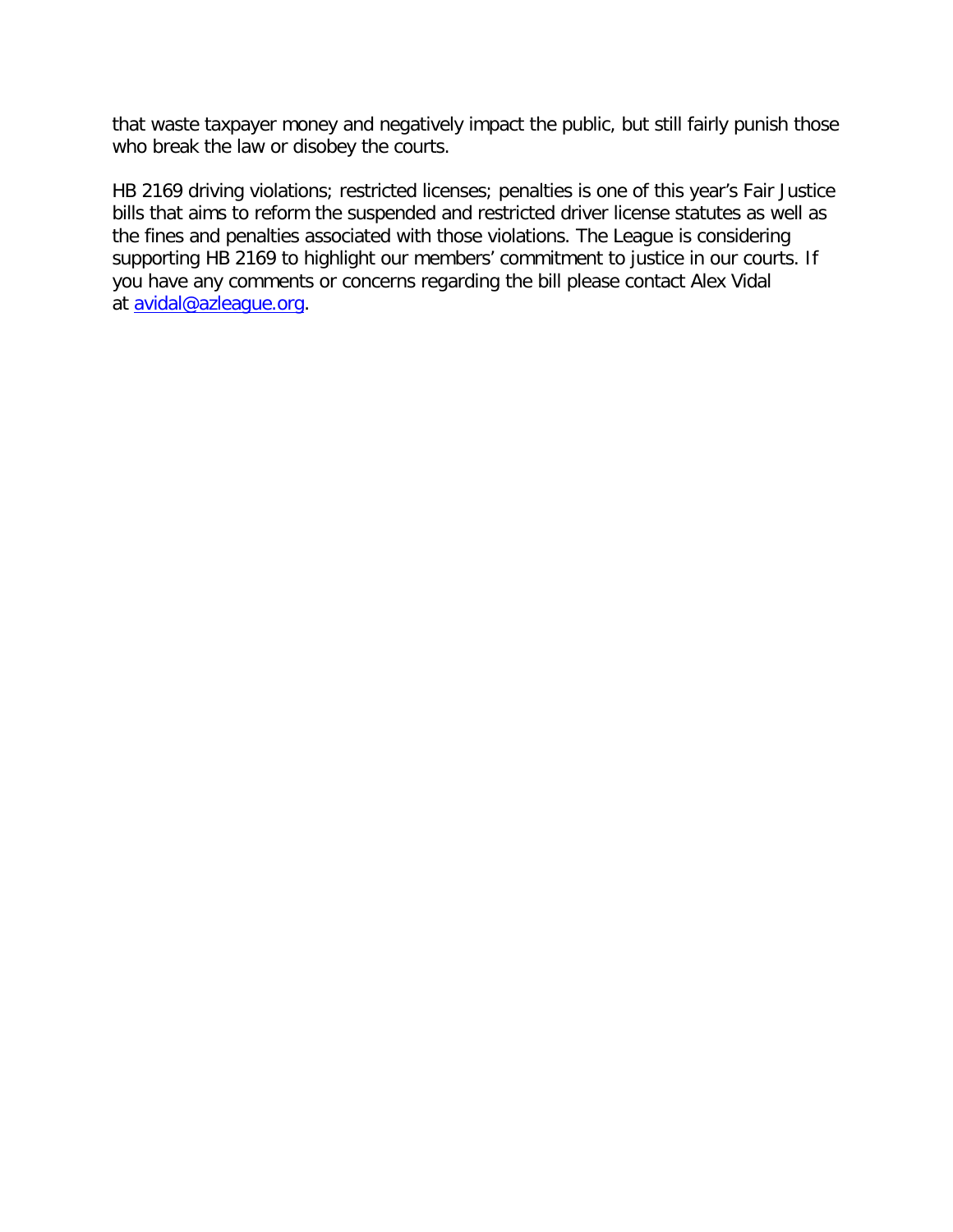that waste taxpayer money and negatively impact the public, but still fairly punish those who break the law or disobey the courts.

HB 2169 driving violations; restricted licenses; penalties is one of this year's Fair Justice bills that aims to reform the suspended and restricted driver license statutes as well as the fines and penalties associated with those violations. The League is considering supporting HB 2169 to highlight our members' commitment to justice in our courts. If you have any comments or concerns regarding the bill please contact Alex Vidal at [avidal@azleague.org](mailto:avidal@azleague.org).